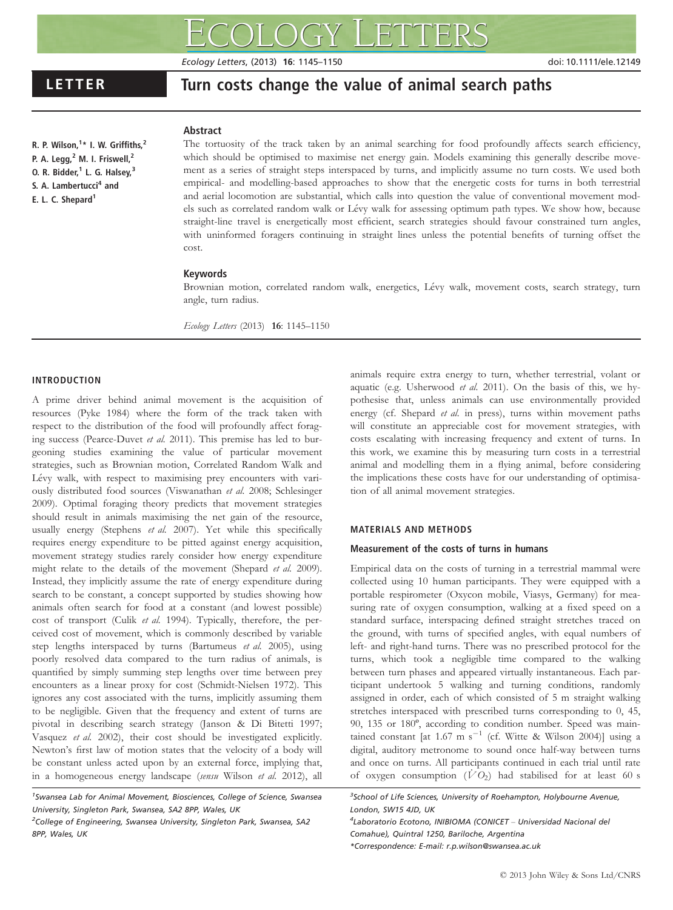# LETTER

# Turn costs change the value of animal search paths

R. P. Wilson,[1]* I. W. Griffiths,[2] P. A. Legg,[2] M. I. Friswell,[2] O. R. Bidder,[1] L. G. Halsey,[3] S. A. Lambertucci[4] and E. L. C. Shepard[1]

## Abstract

The tortuosity of the track taken by an animal searching for food profoundly affects search efficiency, which should be optimised to maximise net energy gain. Models examining this generally describe movement as a series of straight steps interspaced by turns, and implicitly assume no turn costs. We used both empirical- and modelling-based approaches to show that the energetic costs for turns in both terrestrial and aerial locomotion are substantial, which calls into question the value of conventional movement models such as correlated random walk or Lévy walk for assessing optimum path types. We show how, because straight-line travel is energetically most efficient, search strategies should favour constrained turn angles, with uninformed foragers continuing in straight lines unless the potential benefits of turning offset the cost.

## Keywords

Brownian motion, correlated random walk, energetics, Lévy walk, movement costs, search strategy, turn angle, turn radius.

*Ecology Letters* (2013) **16**: 1145–1150

## INTRODUCTION

A prime driver behind animal movement is the acquisition of resources (Pyke 1984) where the form of the track taken with respect to the distribution of the food will profoundly affect foraging success (Pearce-Duvet *et al.* 2011). This premise has led to burgeoning studies examining the value of particular movement strategies, such as Brownian motion, Correlated Random Walk and Lévy walk, with respect to maximising prey encounters with variously distributed food sources (Viswanathan *et al.* 2008; Schlesinger 2009). Optimal foraging theory predicts that movement strategies should result in animals maximising the net gain of the resource, usually energy (Stephens *et al.* 2007). Yet while this specifically requires energy expenditure to be pitted against energy acquisition, movement strategy studies rarely consider how energy expenditure might relate to the details of the movement (Shepard *et al.* 2009). Instead, they implicitly assume the rate of energy expenditure during search to be constant, a concept supported by studies showing how animals often search for food at a constant (and lowest possible) cost of transport (Culik *et al.* 1994). Typically, therefore, the perceived cost of movement, which is commonly described by variable step lengths interspaced by turns (Bartumeus *et al.* 2005), using poorly resolved data compared to the turn radius of animals, is quantified by simply summing step lengths over time between prey encounters as a linear proxy for cost (Schmidt-Nielsen 1972). This ignores any cost associated with the turns, implicitly assuming them to be negligible. Given that the frequency and extent of turns are pivotal in describing search strategy (Janson & Di Bitetti 1997; Vasquez *et al.* 2002), their cost should be investigated explicitly. Newton's first law of motion states that the velocity of a body will be constant unless acted upon by an external force, implying that, in a homogeneous energy landscape (*sensu* Wilson *et al.* 2012), all animals require extra energy to turn, whether terrestrial, volant or aquatic (e.g. Usherwood *et al.* 2011). On the basis of this, we hypothesise that, unless animals can use environmentally provided energy (cf. Shepard *et al.* in press), turns within movement paths will constitute an appreciable cost for movement strategies, with costs escalating with increasing frequency and extent of turns. In this work, we examine this by measuring turn costs in a terrestrial animal and modelling them in a flying animal, before considering the implications these costs have for our understanding of optimisation of all animal movement strategies.

## MATERIALS AND METHODS

### Measurement of the costs of turns in humans

Empirical data on the costs of turning in a terrestrial mammal were collected using 10 human participants. They were equipped with a portable respirometer (Oxycon mobile, Viasys, Germany) for measuring rate of oxygen consumption, walking at a fixed speed on a standard surface, interspacing defined straight stretches traced on the ground, with turns of specified angles, with equal numbers of left- and right-hand turns. There was no prescribed protocol for the turns, which took a negligible time compared to the walking between turn phases and appeared virtually instantaneous. Each participant undertook 5 walking and turning conditions, randomly assigned in order, each of which consisted of 5 m straight walking stretches interspaced with prescribed turns corresponding to 0, 45, 90, 135 or 180°, according to condition number. Speed was maintained constant [at 1.67 m s$^{-1}$ (cf. Witte & Wilson 2004)] using a digital, auditory metronome to sound once half-way between turns and once on turns. All participants continued in each trial until rate of oxygen consumption ($\dot{V}O_2$) had stabilised for at least 60 s

[1]Swansea Lab for Animal Movement, Biosciences, College of Science, Swansea University, Singleton Park, Swansea, SA2 8PP, Wales, UK

[2]College of Engineering, Swansea University, Singleton Park, Swansea, SA2 8PP, Wales, UK

[3]School of Life Sciences, University of Roehampton, Holybourne Avenue, London, SW15 4JD, UK

[4]Laboratorio Ecotono, INIBIOMA (CONICET – Universidad Nacional del Comahue), Quintral 1250, Bariloche, Argentina

*Correspondence: E-mail: r.p.wilson@swansea.ac.uk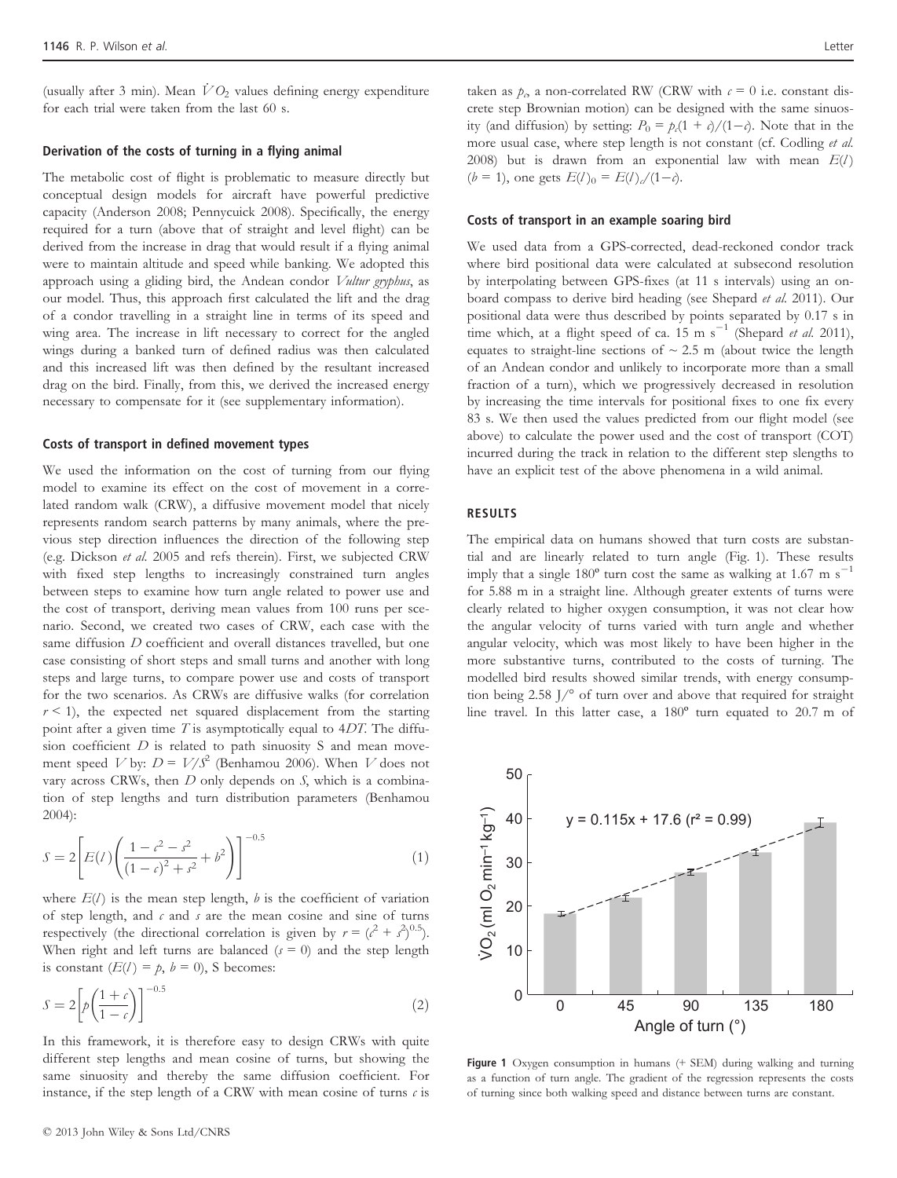(usually after 3 min). Mean $\dot{V}O_2$ values defining energy expenditure for each trial were taken from the last 60 s.

### Derivation of the costs of turning in a flying animal

The metabolic cost of flight is problematic to measure directly but conceptual design models for aircraft have powerful predictive capacity (Anderson 2008; Pennycuick 2008). Specifically, the energy required for a turn (above that of straight and level flight) can be derived from the increase in drag that would result if a flying animal were to maintain altitude and speed while banking. We adopted this approach using a gliding bird, the Andean condor *Vultur gryphus*, as our model. Thus, this approach first calculated the lift and the drag of a condor travelling in a straight line in terms of its speed and wing area. The increase in lift necessary to correct for the angled wings during a banked turn of defined radius was then calculated and this increased lift was then defined by the resultant increased drag on the bird. Finally, from this, we derived the increased energy necessary to compensate for it (see supplementary information).

### Costs of transport in defined movement types

We used the information on the cost of turning from our flying model to examine its effect on the cost of movement in a correlated random walk (CRW), a diffusive movement model that nicely represents random search patterns by many animals, where the previous step direction influences the direction of the following step (e.g. Dickson *et al.* 2005 and refs therein). First, we subjected CRW with fixed step lengths to increasingly constrained turn angles between steps to examine how turn angle related to power use and the cost of transport, deriving mean values from 100 runs per scenario. Second, we created two cases of CRW, each case with the same diffusion $D$ coefficient and overall distances travelled, but one case consisting of short steps and small turns and another with long steps and large turns, to compare power use and costs of transport for the two scenarios. As CRWs are diffusive walks (for correlation $r < 1$), the expected net squared displacement from the starting point after a given time $T$ is asymptotically equal to $4DT$. The diffusion coefficient $D$ is related to path sinuosity S and mean movement speed $V$ by: $D = V/S^2$ (Benhamou 2006). When $V$ does not vary across CRWs, then $D$ only depends on $S$, which is a combination of step lengths and turn distribution parameters (Benhamou 2004):

$$S = 2\left[E(l)\left(\frac{1 - c^2 - s^2}{(1 - c)^2 + s^2} + b^2\right)\right]^{-0.5} \tag{1}$$

where $E(l)$ is the mean step length, $b$ is the coefficient of variation of step length, and $c$ and $s$ are the mean cosine and sine of turns respectively (the directional correlation is given by $r = (c^2 + s^2)^{0.5}$). When right and left turns are balanced ($s = 0$) and the step length is constant ($E(l) = p$, $b = 0$), S becomes:

$$S = 2\left[p\left(\frac{1 + c}{1 - c}\right)\right]^{-0.5} \tag{2}$$

In this framework, it is therefore easy to design CRWs with quite different step lengths and mean cosine of turns, but showing the same sinuosity and thereby the same diffusion coefficient. For instance, if the step length of a CRW with mean cosine of turns $c$ is taken as $p_c$, a non-correlated RW (CRW with $c = 0$ i.e. constant discrete step Brownian motion) can be designed with the same sinuosity (and diffusion) by setting: $P_0 = p_c(1 + c)/(1 - c)$. Note that in the more usual case, where step length is not constant (cf. Codling *et al.* 2008) but is drawn from an exponential law with mean $E(l)$ ($b = 1$), one gets $E(l)_0 = E(l)_c/(1 - c)$.

### Costs of transport in an example soaring bird

We used data from a GPS-corrected, dead-reckoned condor track where bird positional data were calculated at subsecond resolution by interpolating between GPS-fixes (at 11 s intervals) using an onboard compass to derive bird heading (see Shepard *et al.* 2011). Our positional data were thus described by points separated by 0.17 s in time which, at a flight speed of ca. 15 m s$^{-1}$ (Shepard *et al.* 2011), equates to straight-line sections of ~ 2.5 m (about twice the length of an Andean condor and unlikely to incorporate more than a small fraction of a turn), which we progressively decreased in resolution by increasing the time intervals for positional fixes to one fix every 83 s. We then used the values predicted from our flight model (see above) to calculate the power used and the cost of transport (COT) incurred during the track in relation to the different step slengths to have an explicit test of the above phenomena in a wild animal.

## RESULTS

The empirical data on humans showed that turn costs are substantial and are linearly related to turn angle (Fig. 1). These results imply that a single 180º turn cost the same as walking at 1.67 m s$^{-1}$ for 5.88 m in a straight line. Although greater extents of turns were clearly related to higher oxygen consumption, it was not clear how the angular velocity of turns varied with turn angle and whether angular velocity, which was most likely to have been higher in the more substantive turns, contributed to the costs of turning. The modelled bird results showed similar trends, with energy consumption being 2.58 J/° of turn over and above that required for straight line travel. In this latter case, a 180º turn equated to 20.7 m of

**Figure 1** Oxygen consumption in humans (+ SEM) during walking and turning as a function of turn angle. The gradient of the regression represents the costs of turning since both walking speed and distance between turns are constant.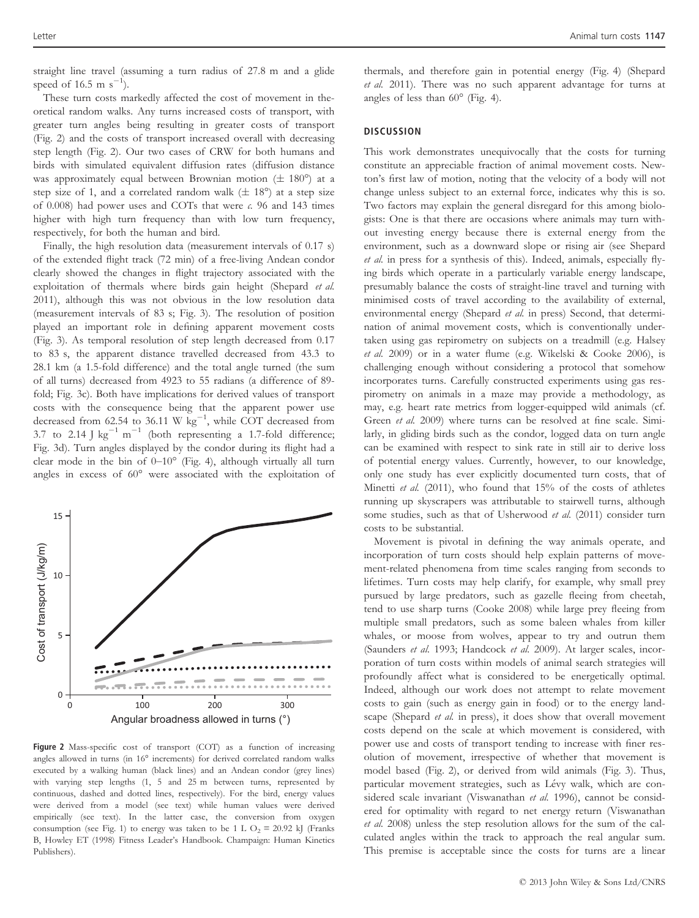straight line travel (assuming a turn radius of 27.8 m and a glide speed of 16.5 m $s^{-1}$).

These turn costs markedly affected the cost of movement in theoretical random walks. Any turns increased costs of transport, with greater turn angles being resulting in greater costs of transport (Fig. 2) and the costs of transport increased overall with decreasing step length (Fig. 2). Our two cases of CRW for both humans and birds with simulated equivalent diffusion rates (diffusion distance was approximately equal between Brownian motion (± 180°) at a step size of 1, and a correlated random walk (± 18°) at a step size of 0.008) had power uses and COTs that were *c.* 96 and 143 times higher with high turn frequency than with low turn frequency, respectively, for both the human and bird.

Finally, the high resolution data (measurement intervals of 0.17 s) of the extended flight track (72 min) of a free-living Andean condor clearly showed the changes in flight trajectory associated with the exploitation of thermals where birds gain height (Shepard *et al.* 2011), although this was not obvious in the low resolution data (measurement intervals of 83 s; Fig. 3). The resolution of position played an important role in defining apparent movement costs (Fig. 3). As temporal resolution of step length decreased from 0.17 to 83 s, the apparent distance travelled decreased from 43.3 to 28.1 km (a 1.5-fold difference) and the total angle turned (the sum of all turns) decreased from 4923 to 55 radians (a difference of 89-fold; Fig. 3c). Both have implications for derived values of transport costs with the consequence being that the apparent power use decreased from 62.54 to 36.11 W $kg^{-1}$, while COT decreased from 3.7 to 2.14 J $kg^{-1}$ $m^{-1}$ (both representing a 1.7-fold difference; Fig. 3d). Turn angles displayed by the condor during its flight had a clear mode in the bin of 0–10° (Fig. 4), although virtually all turn angles in excess of 60° were associated with the exploitation of thermals, and therefore gain in potential energy (Fig. 4) (Shepard *et al.* 2011). There was no such apparent advantage for turns at angles of less than 60° (Fig. 4).

**Figure 2** Mass-specific cost of transport (COT) as a function of increasing angles allowed in turns (in 16° increments) for derived correlated random walks executed by a walking human (black lines) and an Andean condor (grey lines) with varying step lengths (1, 5 and 25 m between turns, represented by continuous, dashed and dotted lines, respectively). For the bird, energy values were derived from a model (see text) while human values were derived empirically (see text). In the latter case, the conversion from oxygen consumption (see Fig. 1) to energy was taken to be 1 L $O_2$ ≡ 20.92 kJ (Franks B, Howley ET (1998) Fitness Leader's Handbook. Champaign: Human Kinetics Publishers).

## DISCUSSION

This work demonstrates unequivocally that the costs for turning constitute an appreciable fraction of animal movement costs. Newton's first law of motion, noting that the velocity of a body will not change unless subject to an external force, indicates why this is so. Two factors may explain the general disregard for this among biologists: One is that there are occasions where animals may turn without investing energy because there is external energy from the environment, such as a downward slope or rising air (see Shepard *et al.* in press for a synthesis of this). Indeed, animals, especially flying birds which operate in a particularly variable energy landscape, presumably balance the costs of straight-line travel and turning with minimised costs of travel according to the availability of external, environmental energy (Shepard *et al.* in press) Second, that determination of animal movement costs, which is conventionally undertaken using gas repirometry on subjects on a treadmill (e.g. Halsey *et al.* 2009) or in a water flume (e.g. Wikelski & Cooke 2006), is challenging enough without considering a protocol that somehow incorporates turns. Carefully constructed experiments using gas respirometry on animals in a maze may provide a methodology, as may, e.g. heart rate metrics from logger-equipped wild animals (cf. Green *et al.* 2009) where turns can be resolved at fine scale. Similarly, in gliding birds such as the condor, logged data on turn angle can be examined with respect to sink rate in still air to derive loss of potential energy values. Currently, however, to our knowledge, only one study has ever explicitly documented turn costs, that of Minetti *et al.* (2011), who found that 15% of the costs of athletes running up skyscrapers was attributable to stairwell turns, although some studies, such as that of Usherwood *et al.* (2011) consider turn costs to be substantial.

Movement is pivotal in defining the way animals operate, and incorporation of turn costs should help explain patterns of movement-related phenomena from time scales ranging from seconds to lifetimes. Turn costs may help clarify, for example, why small prey pursued by large predators, such as gazelle fleeing from cheetah, tend to use sharp turns (Cooke 2008) while large prey fleeing from multiple small predators, such as some baleen whales from killer whales, or moose from wolves, appear to try and outrun them (Saunders *et al.* 1993; Handcock *et al.* 2009). At larger scales, incorporation of turn costs within models of animal search strategies will profoundly affect what is considered to be energetically optimal. Indeed, although our work does not attempt to relate movement costs to gain (such as energy gain in food) or to the energy landscape (Shepard *et al.* in press), it does show that overall movement costs depend on the scale at which movement is considered, with power use and costs of transport tending to increase with finer resolution of movement, irrespective of whether that movement is model based (Fig. 2), or derived from wild animals (Fig. 3). Thus, particular movement strategies, such as Lévy walk, which are considered scale invariant (Viswanathan *et al.* 1996), cannot be considered for optimality with regard to net energy return (Viswanathan *et al.* 2008) unless the step resolution allows for the sum of the calculated angles within the track to approach the real angular sum. This premise is acceptable since the costs for turns are a linear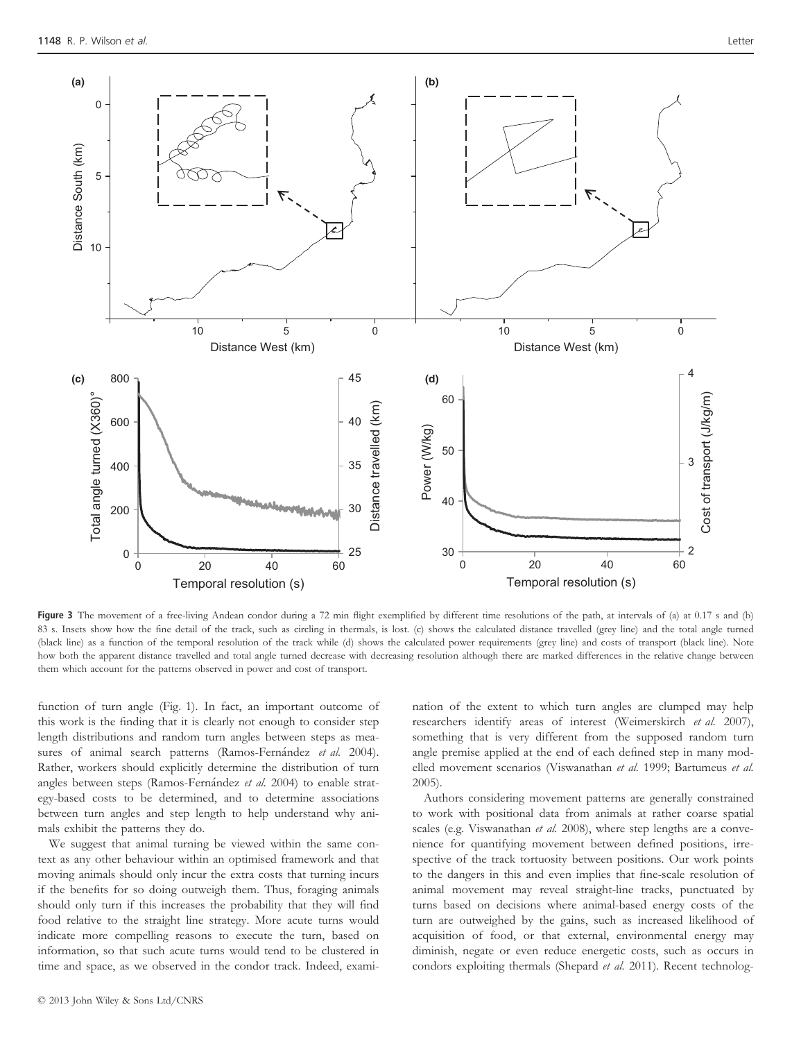**Figure 3** The movement of a free-living Andean condor during a 72 min flight exemplified by different time resolutions of the path, at intervals of (a) at 0.17 s and (b) 83 s. Insets show how the fine detail of the track, such as circling in thermals, is lost. (c) shows the calculated distance travelled (grey line) and the total angle turned (black line) as a function of the temporal resolution of the track while (d) shows the calculated power requirements (grey line) and costs of transport (black line). Note how both the apparent distance travelled and total angle turned decrease with decreasing resolution although there are marked differences in the relative change between them which account for the patterns observed in power and cost of transport.

function of turn angle (Fig. 1). In fact, an important outcome of this work is the finding that it is clearly not enough to consider step length distributions and random turn angles between steps as measures of animal search patterns (Ramos-Fernández *et al.* 2004). Rather, workers should explicitly determine the distribution of turn angles between steps (Ramos-Fernández *et al.* 2004) to enable strategy-based costs to be determined, and to determine associations between turn angles and step length to help understand why animals exhibit the patterns they do.

We suggest that animal turning be viewed within the same context as any other behaviour within an optimised framework and that moving animals should only incur the extra costs that turning incurs if the benefits for so doing outweigh them. Thus, foraging animals should only turn if this increases the probability that they will find food relative to the straight line strategy. More acute turns would indicate more compelling reasons to execute the turn, based on information, so that such acute turns would tend to be clustered in time and space, as we observed in the condor track. Indeed, examination of the extent to which turn angles are clumped may help researchers identify areas of interest (Weimerskirch *et al.* 2007), something that is very different from the supposed random turn angle premise applied at the end of each defined step in many modelled movement scenarios (Viswanathan *et al.* 1999; Bartumeus *et al.* 2005).

Authors considering movement patterns are generally constrained to work with positional data from animals at rather coarse spatial scales (e.g. Viswanathan *et al.* 2008), where step lengths are a convenience for quantifying movement between defined positions, irrespective of the track tortuosity between positions. Our work points to the dangers in this and even implies that fine-scale resolution of animal movement may reveal straight-line tracks, punctuated by turns based on decisions where animal-based energy costs of the turn are outweighed by the gains, such as increased likelihood of acquisition of food, or that external, environmental energy may diminish, negate or even reduce energetic costs, such as occurs in condors exploiting thermals (Shepard *et al.* 2011). Recent technolog-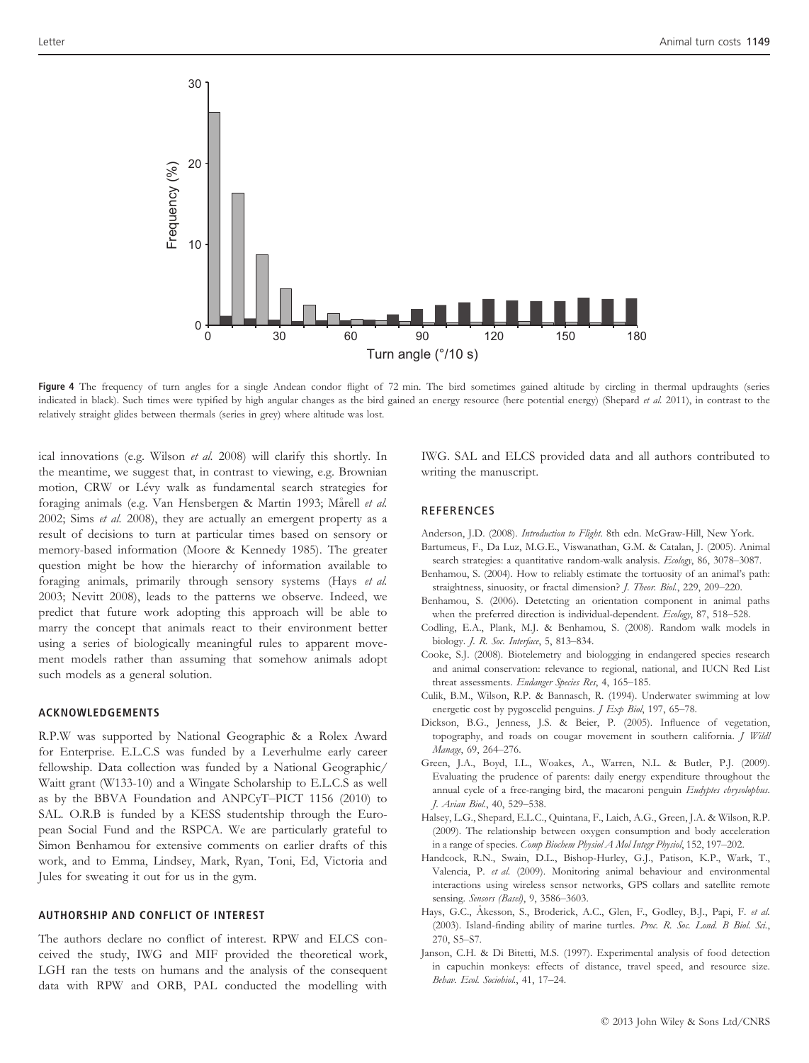**Figure 4** The frequency of turn angles for a single Andean condor flight of 72 min. The bird sometimes gained altitude by circling in thermal updraughts (series indicated in black). Such times were typified by high angular changes as the bird gained an energy resource (here potential energy) (Shepard *et al.* 2011), in contrast to the relatively straight glides between thermals (series in grey) where altitude was lost.

ical innovations (e.g. Wilson *et al.* 2008) will clarify this shortly. In the meantime, we suggest that, in contrast to viewing, e.g. Brownian motion, CRW or Lévy walk as fundamental search strategies for foraging animals (e.g. Van Hensbergen & Martin 1993; Mårell *et al.* 2002; Sims *et al.* 2008), they are actually an emergent property as a result of decisions to turn at particular times based on sensory or memory-based information (Moore & Kennedy 1985). The greater question might be how the hierarchy of information available to foraging animals, primarily through sensory systems (Hays *et al.* 2003; Nevitt 2008), leads to the patterns we observe. Indeed, we predict that future work adopting this approach will be able to marry the concept that animals react to their environment better using a series of biologically meaningful rules to apparent movement models rather than assuming that somehow animals adopt such models as a general solution.

## ACKNOWLEDGEMENTS

R.P.W was supported by National Geographic & a Rolex Award for Enterprise. E.L.C.S was funded by a Leverhulme early career fellowship. Data collection was funded by a National Geographic/Waitt grant (W133-10) and a Wingate Scholarship to E.L.C.S as well as by the BBVA Foundation and ANPCyT–PICT 1156 (2010) to SAL. O.R.B is funded by a KESS studentship through the European Social Fund and the RSPCA. We are particularly grateful to Simon Benhamou for extensive comments on earlier drafts of this work, and to Emma, Lindsey, Mark, Ryan, Toni, Ed, Victoria and Jules for sweating it out for us in the gym.

## AUTHORSHIP AND CONFLICT OF INTEREST

The authors declare no conflict of interest. RPW and ELCS conceived the study, IWG and MIF provided the theoretical work, LGH ran the tests on humans and the analysis of the consequent data with RPW and ORB, PAL conducted the modelling with IWG. SAL and ELCS provided data and all authors contributed to writing the manuscript.

## REFERENCES

Anderson, J.D. (2008). *Introduction to Flight*. 8th edn. McGraw-Hill, New York.

Bartumeus, F., Da Luz, M.G.E., Viswanathan, G.M. & Catalan, J. (2005). Animal search strategies: a quantitative random-walk analysis. *Ecology*, 86, 3078–3087.

Benhamou, S. (2004). How to reliably estimate the tortuosity of an animal's path: straightness, sinuosity, or fractal dimension? *J. Theor. Biol.*, 229, 209–220.

Benhamou, S. (2006). Detetcting an orientation component in animal paths when the preferred direction is individual-dependent. *Ecology*, 87, 518–528.

Codling, E.A., Plank, M.J. & Benhamou, S. (2008). Random walk models in biology. *J. R. Soc. Interface*, 5, 813–834.

Cooke, S.J. (2008). Biotelemetry and biologging in endangered species research and animal conservation: relevance to regional, national, and IUCN Red List threat assessments. *Endanger Species Res*, 4, 165–185.

Culik, B.M., Wilson, R.P. & Bannasch, R. (1994). Underwater swimming at low energetic cost by pygoscelid penguins. *J Exp Biol*, 197, 65–78.

Dickson, B.G., Jenness, J.S. & Beier, P. (2005). Influence of vegetation, topography, and roads on cougar movement in southern california. *J Wildl Manage*, 69, 264–276.

Green, J.A., Boyd, I.L., Woakes, A., Warren, N.L. & Butler, P.J. (2009). Evaluating the prudence of parents: daily energy expenditure throughout the annual cycle of a free-ranging bird, the macaroni penguin *Eudyptes chrysolophus*. *J. Avian Biol.*, 40, 529–538.

Halsey, L.G., Shepard, E.L.C., Quintana, F., Laich, A.G., Green, J.A. & Wilson, R.P. (2009). The relationship between oxygen consumption and body acceleration in a range of species. *Comp Biochem Physiol A Mol Integr Physiol*, 152, 197–202.

Handcock, R.N., Swain, D.L., Bishop-Hurley, G.J., Patison, K.P., Wark, T., Valencia, P. *et al.* (2009). Monitoring animal behaviour and environmental interactions using wireless sensor networks, GPS collars and satellite remote sensing. *Sensors (Basel)*, 9, 3586–3603.

Hays, G.C., Åkesson, S., Broderick, A.C., Glen, F., Godley, B.J., Papi, F. *et al.* (2003). Island-finding ability of marine turtles. *Proc. R. Soc. Lond. B Biol. Sci.*, 270, S5–S7.

Janson, C.H. & Di Bitetti, M.S. (1997). Experimental analysis of food detection in capuchin monkeys: effects of distance, travel speed, and resource size. *Behav. Ecol. Sociobiol.*, 41, 17–24.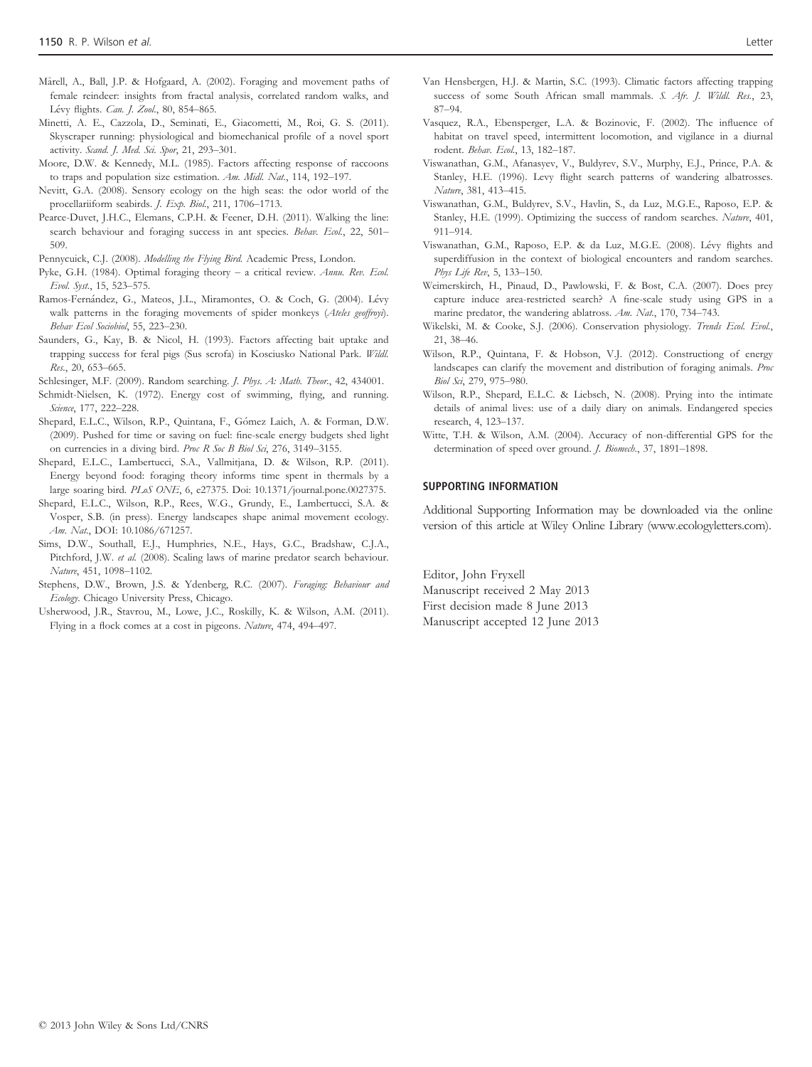Mårell, A., Ball, J.P. & Hofgaard, A. (2002). Foraging and movement paths of female reindeer: insights from fractal analysis, correlated random walks, and Lévy flights. *Can. J. Zool.*, 80, 854–865.

Minetti, A. E., Cazzola, D., Seminati, E., Giacometti, M., Roi, G. S. (2011). Skyscraper running: physiological and biomechanical profile of a novel sport activity. *Scand. J. Med. Sci. Spor*, 21, 293–301.

Moore, D.W. & Kennedy, M.L. (1985). Factors affecting response of raccoons to traps and population size estimation. *Am. Midl. Nat.*, 114, 192–197.

Nevitt, G.A. (2008). Sensory ecology on the high seas: the odor world of the procellariiform seabirds. *J. Exp. Biol.*, 211, 1706–1713.

Pearce-Duvet, J.H.C., Elemans, C.P.H. & Feener, D.H. (2011). Walking the line: search behaviour and foraging success in ant species. *Behav. Ecol.*, 22, 501–509.

Pennycuick, C.J. (2008). *Modelling the Flying Bird.* Academic Press, London.

Pyke, G.H. (1984). Optimal foraging theory – a critical review. *Annu. Rev. Ecol. Evol. Syst.*, 15, 523–575.

Ramos-Fernández, G., Mateos, J.L., Miramontes, O. & Coch, G. (2004). Lévy walk patterns in the foraging movements of spider monkeys (*Ateles geoffroyi*). *Behav Ecol Sociobiol*, 55, 223–230.

Saunders, G., Kay, B. & Nicol, H. (1993). Factors affecting bait uptake and trapping success for feral pigs (Sus scrofa) in Kosciusko National Park. *Wildl. Res.*, 20, 653–665.

Schlesinger, M.F. (2009). Random searching. *J. Phys. A: Math. Theor.*, 42, 434001.

Schmidt-Nielsen, K. (1972). Energy cost of swimming, flying, and running. *Science*, 177, 222–228.

Shepard, E.L.C., Wilson, R.P., Quintana, F., Gómez Laich, A. & Forman, D.W. (2009). Pushed for time or saving on fuel: fine-scale energy budgets shed light on currencies in a diving bird. *Proc R Soc B Biol Sci*, 276, 3149–3155.

Shepard, E.L.C., Lambertucci, S.A., Vallmitjana, D. & Wilson, R.P. (2011). Energy beyond food: foraging theory informs time spent in thermals by a large soaring bird. *PLoS ONE*, 6, e27375. Doi: 10.1371/journal.pone.0027375.

Shepard, E.L.C., Wilson, R.P., Rees, W.G., Grundy, E., Lambertucci, S.A. & Vosper, S.B. (in press). Energy landscapes shape animal movement ecology. *Am. Nat.*, DOI: 10.1086/671257.

Sims, D.W., Southall, E.J., Humphries, N.E., Hays, G.C., Bradshaw, C.J.A., Pitchford, J.W. *et al.* (2008). Scaling laws of marine predator search behaviour. *Nature*, 451, 1098–1102.

Stephens, D.W., Brown, J.S. & Ydenberg, R.C. (2007). *Foraging: Behaviour and Ecology*. Chicago University Press, Chicago.

Usherwood, J.R., Stavrou, M., Lowe, J.C., Roskilly, K. & Wilson, A.M. (2011). Flying in a flock comes at a cost in pigeons. *Nature*, 474, 494–497.

Van Hensbergen, H.J. & Martin, S.C. (1993). Climatic factors affecting trapping success of some South African small mammals. *S. Afr. J. Wildl. Res.*, 23, 87–94.

Vasquez, R.A., Ebensperger, L.A. & Bozinovic, F. (2002). The influence of habitat on travel speed, intermittent locomotion, and vigilance in a diurnal rodent. *Behav. Ecol.*, 13, 182–187.

Viswanathan, G.M., Afanasyev, V., Buldyrev, S.V., Murphy, E.J., Prince, P.A. & Stanley, H.E. (1996). Levy flight search patterns of wandering albatrosses. *Nature*, 381, 413–415.

Viswanathan, G.M., Buldyrev, S.V., Havlin, S., da Luz, M.G.E., Raposo, E.P. & Stanley, H.E. (1999). Optimizing the success of random searches. *Nature*, 401, 911–914.

Viswanathan, G.M., Raposo, E.P. & da Luz, M.G.E. (2008). Lévy flights and superdiffusion in the context of biological encounters and random searches. *Phys Life Rev*, 5, 133–150.

Weimerskirch, H., Pinaud, D., Pawlowski, F. & Bost, C.A. (2007). Does prey capture induce area-restricted search? A fine-scale study using GPS in a marine predator, the wandering ablatross. *Am. Nat.*, 170, 734–743.

Wikelski, M. & Cooke, S.J. (2006). Conservation physiology. *Trends Ecol. Evol.*, 21, 38–46.

Wilson, R.P., Quintana, F. & Hobson, V.J. (2012). Constructiong of energy landscapes can clarify the movement and distribution of foraging animals. *Proc Biol Sci*, 279, 975–980.

Wilson, R.P., Shepard, E.L.C. & Liebsch, N. (2008). Prying into the intimate details of animal lives: use of a daily diary on animals. Endangered species research, 4, 123–137.

Witte, T.H. & Wilson, A.M. (2004). Accuracy of non-differential GPS for the determination of speed over ground. *J. Biomech.*, 37, 1891–1898.

## SUPPORTING INFORMATION

Additional Supporting Information may be downloaded via the online version of this article at Wiley Online Library (www.ecologyletters.com).

Editor, John Fryxell
Manuscript received 2 May 2013
First decision made 8 June 2013
Manuscript accepted 12 June 2013